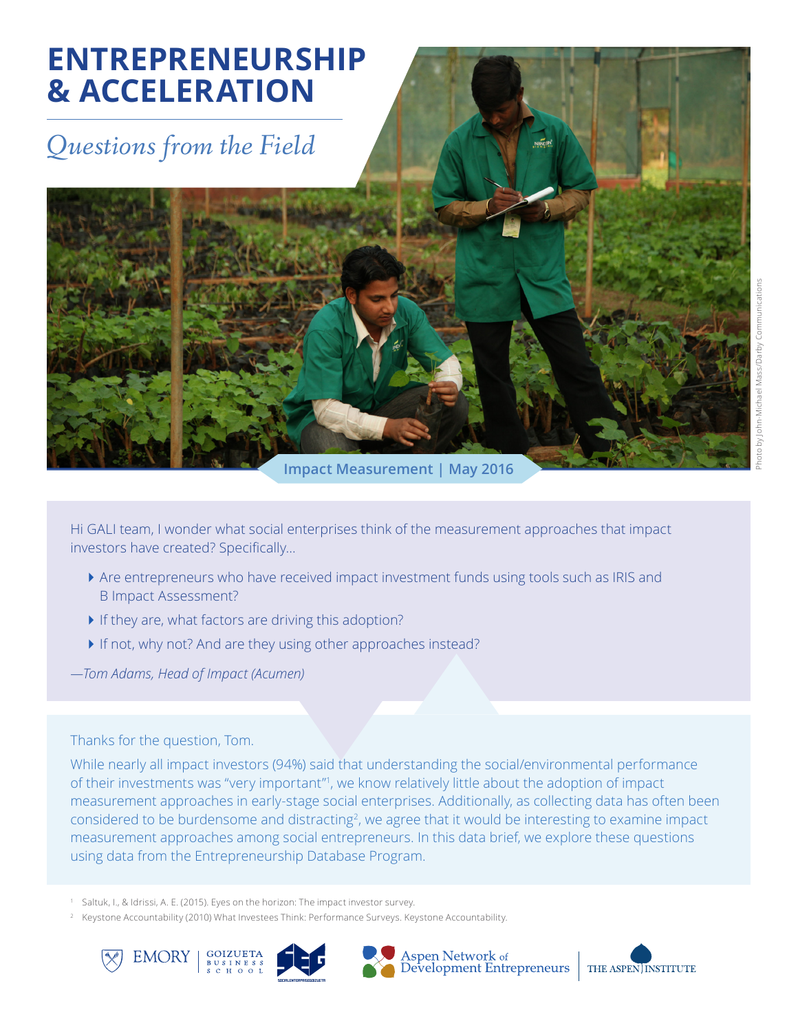# ENTREPRENEURSHIP & ACCELERATION

*Questions from the Field*

Photo by John-Michael Mass/Darby Communications

**Impact Measurement | May 2016**

Hi GALI team, I wonder what social enterprises think of the measurement approaches that impact investors have created? Specifically...

- Are entrepreneurs who have received impact investment funds using tools such as IRIS and B Impact Assessment?
- If they are, what factors are driving this adoption?
- If not, why not? And are they using other approaches instead?

*—Tom Adams, Head of Impact (Acumen)*

Thanks for the question, Tom.

While nearly all impact investors (94%) said that understanding the social/environmental performance of their investments was "very important"[1], we know relatively little about the adoption of impact measurement approaches in early-stage social enterprises. Additionally, as collecting data has often been considered to be burdensome and distracting[2], we agree that it would be interesting to examine impact measurement approaches among social entrepreneurs. In this data brief, we explore these questions using data from the Entrepreneurship Database Program.

[1] Saltuk, I., & Idrissi, A. E. (2015). Eyes on the horizon: The impact investor survey.

[2] Keystone Accountability (2010) What Investees Think: Performance Surveys. Keystone Accountability.

EMORY | GOIZUETA BUSINESS SCHOOL | SOCIAL ENTERPRISE @ GOIZUETA | Aspen Network of Development Entrepreneurs | THE ASPEN INSTITUTE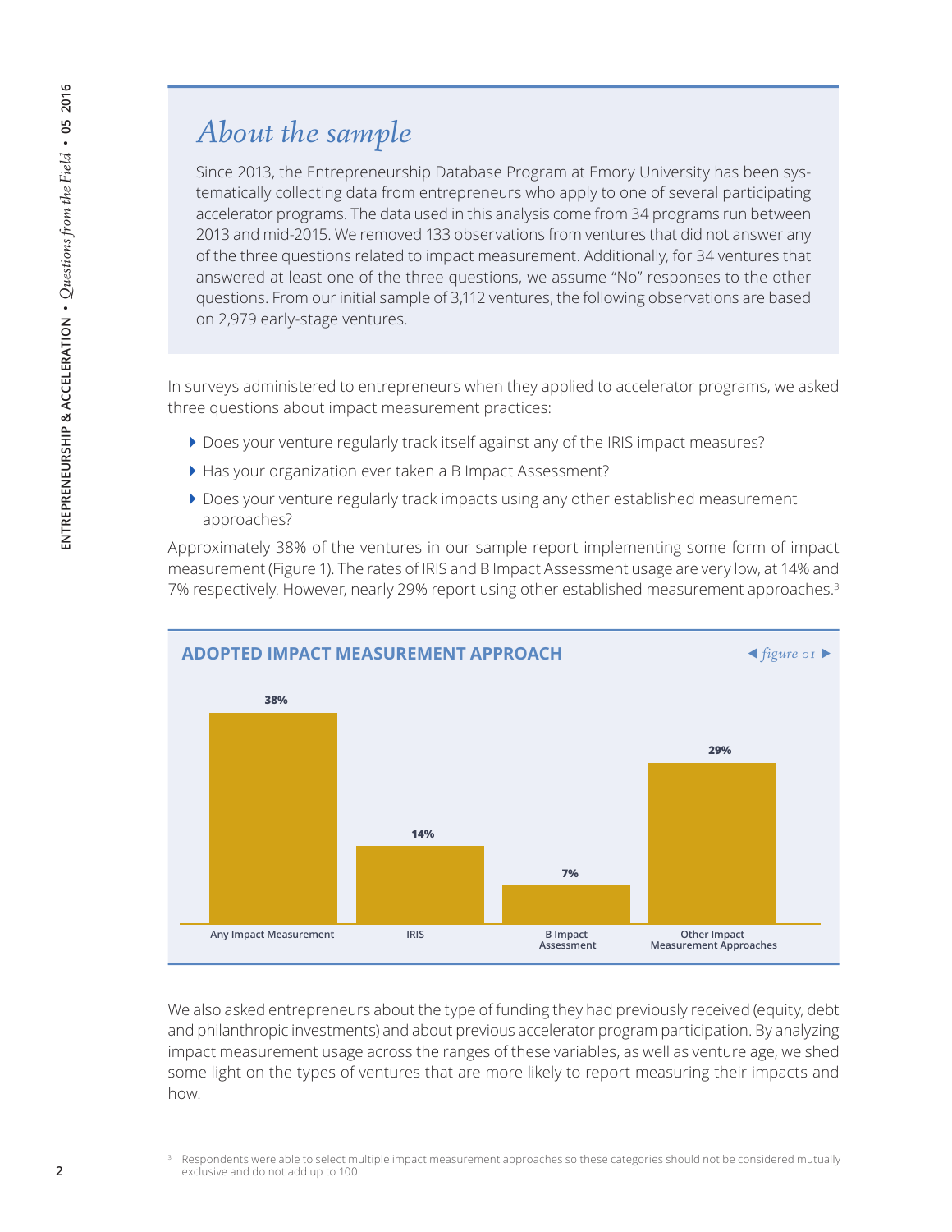## *About the sample*

Since 2013, the Entrepreneurship Database Program at Emory University has been systematically collecting data from entrepreneurs who apply to one of several participating accelerator programs. The data used in this analysis come from 34 programs run between 2013 and mid-2015. We removed 133 observations from ventures that did not answer any of the three questions related to impact measurement. Additionally, for 34 ventures that answered at least one of the three questions, we assume "No" responses to the other questions. From our initial sample of 3,112 ventures, the following observations are based on 2,979 early-stage ventures.

In surveys administered to entrepreneurs when they applied to accelerator programs, we asked three questions about impact measurement practices:

- Does your venture regularly track itself against any of the IRIS impact measures?
- Has your organization ever taken a B Impact Assessment?
- Does your venture regularly track impacts using any other established measurement approaches?

Approximately 38% of the ventures in our sample report implementing some form of impact measurement (Figure 1). The rates of IRIS and B Impact Assessment usage are very low, at 14% and 7% respectively. However, nearly 29% report using other established measurement approaches.[3]

**ADOPTED IMPACT MEASUREMENT APPROACH** *figure 01*

| Any Impact Measurement | IRIS | B Impact Assessment | Other Impact Measurement Approaches |
|---|---|---|---|
| 38% | 14% | 7% | 29% |

We also asked entrepreneurs about the type of funding they had previously received (equity, debt and philanthropic investments) and about previous accelerator program participation. By analyzing impact measurement usage across the ranges of these variables, as well as venture age, we shed some light on the types of ventures that are more likely to report measuring their impacts and how.

[3] Respondents were able to select multiple impact measurement approaches so these categories should not be considered mutually exclusive and do not add up to 100.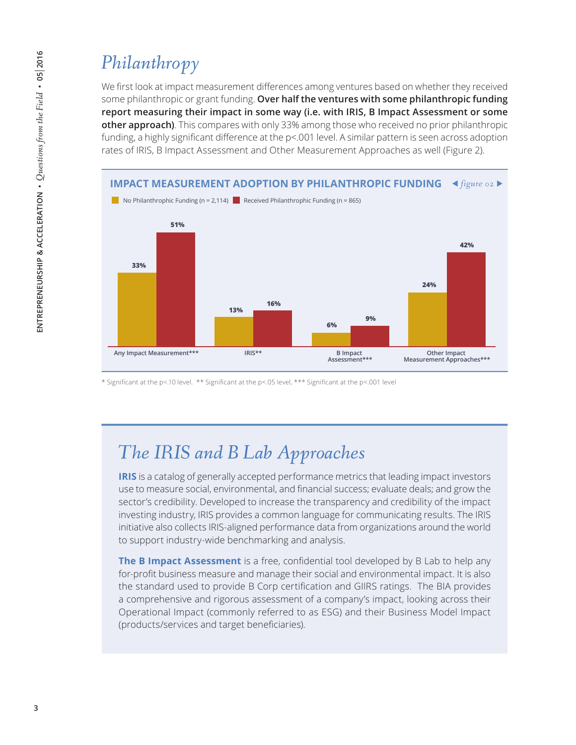# Philanthropy

We first look at impact measurement differences among ventures based on whether they received some philanthropic or grant funding. **Over half the ventures with some philanthropic funding report measuring their impact in some way (i.e. with IRIS, B Impact Assessment or some other approach)**. This compares with only 33% among those who received no prior philanthropic funding, a highly significant difference at the $p<.001$ level. A similar pattern is seen across adoption rates of IRIS, B Impact Assessment and Other Measurement Approaches as well (Figure 2).

**IMPACT MEASUREMENT ADOPTION BY PHILANTHROPIC FUNDING** *figure 02*

| | No Philanthropic Funding (n = 2,114) | Received Philanthropic Funding (n = 865) |
|---|---|---|
| Any Impact Measurement*** | 33% | 51% |
| IRIS** | 13% | 16% |
| B Impact Assessment*** | 6% | 9% |
| Other Impact Measurement Approaches*** | 24% | 42% |

* Significant at the $p<.10$ level. ** Significant at the $p<.05$ level, *** Significant at the $p<.001$ level

## The IRIS and B Lab Approaches

**IRIS** is a catalog of generally accepted performance metrics that leading impact investors use to measure social, environmental, and financial success; evaluate deals; and grow the sector's credibility. Developed to increase the transparency and credibility of the impact investing industry, IRIS provides a common language for communicating results. The IRIS initiative also collects IRIS-aligned performance data from organizations around the world to support industry-wide benchmarking and analysis.

**The B Impact Assessment** is a free, confidential tool developed by B Lab to help any for-profit business measure and manage their social and environmental impact. It is also the standard used to provide B Corp certification and GIIRS ratings. The BIA provides a comprehensive and rigorous assessment of a company's impact, looking across their Operational Impact (commonly referred to as ESG) and their Business Model Impact (products/services and target beneficiaries).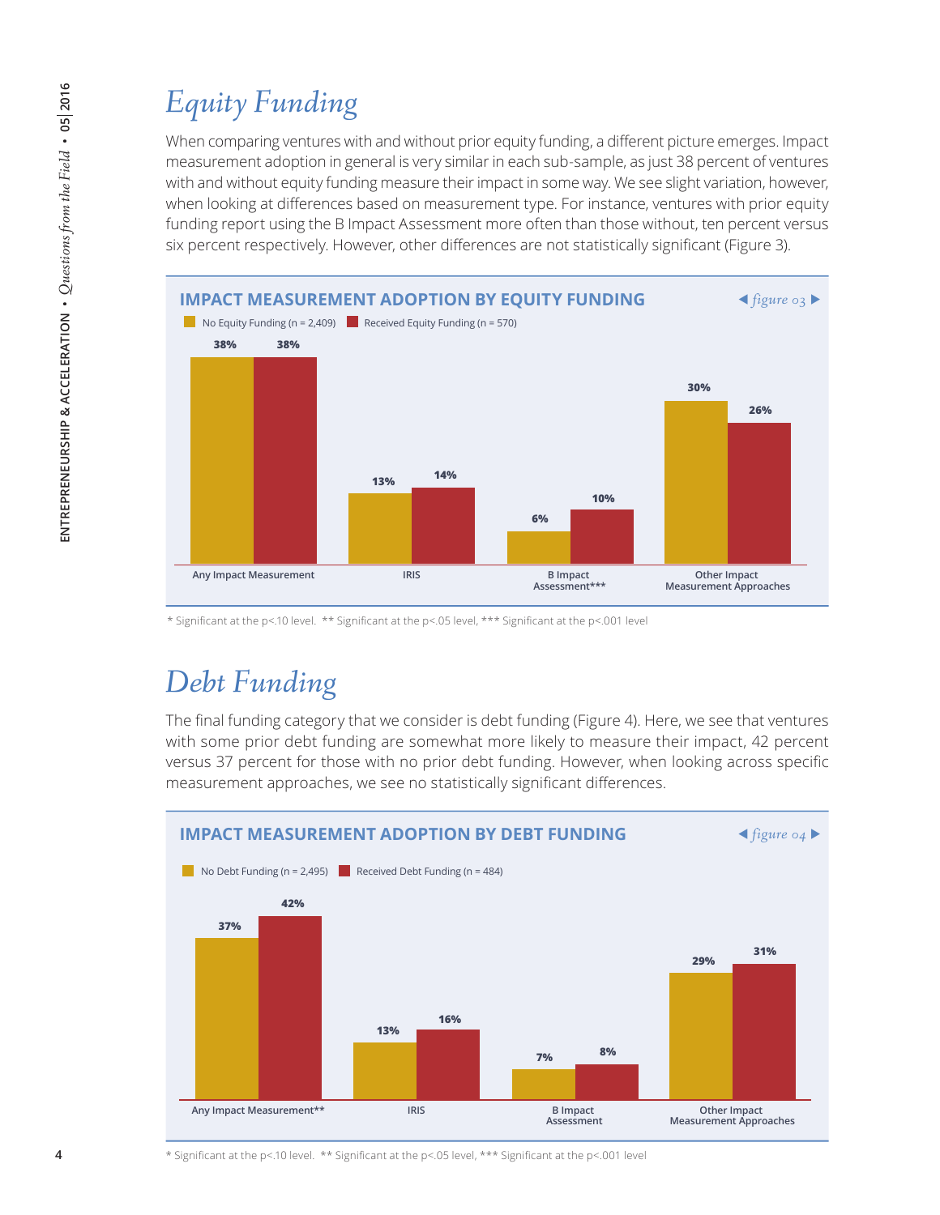## Equity Funding

When comparing ventures with and without prior equity funding, a different picture emerges. Impact measurement adoption in general is very similar in each sub-sample, as just 38 percent of ventures with and without equity funding measure their impact in some way. We see slight variation, however, when looking at differences based on measurement type. For instance, ventures with prior equity funding report using the B Impact Assessment more often than those without, ten percent versus six percent respectively. However, other differences are not statistically significant (Figure 3).

**IMPACT MEASUREMENT ADOPTION BY EQUITY FUNDING** — *figure 03*

| | No Equity Funding (n = 2,409) | Received Equity Funding (n = 570) |
|---|---|---|
| Any Impact Measurement | 38% | 38% |
| IRIS | 13% | 14% |
| B Impact Assessment*** | 6% | 10% |
| Other Impact Measurement Approaches | 30% | 26% |

\* Significant at the p<.10 level. ** Significant at the p<.05 level, *** Significant at the p<.001 level

## Debt Funding

The final funding category that we consider is debt funding (Figure 4). Here, we see that ventures with some prior debt funding are somewhat more likely to measure their impact, 42 percent versus 37 percent for those with no prior debt funding. However, when looking across specific measurement approaches, we see no statistically significant differences.

**IMPACT MEASUREMENT ADOPTION BY DEBT FUNDING** — *figure 04*

| | No Debt Funding (n = 2,495) | Received Debt Funding (n = 484) |
|---|---|---|
| Any Impact Measurement** | 37% | 42% |
| IRIS | 13% | 16% |
| B Impact Assessment | 7% | 8% |
| Other Impact Measurement Approaches | 29% | 31% |

\* Significant at the p<.10 level. ** Significant at the p<.05 level, *** Significant at the p<.001 level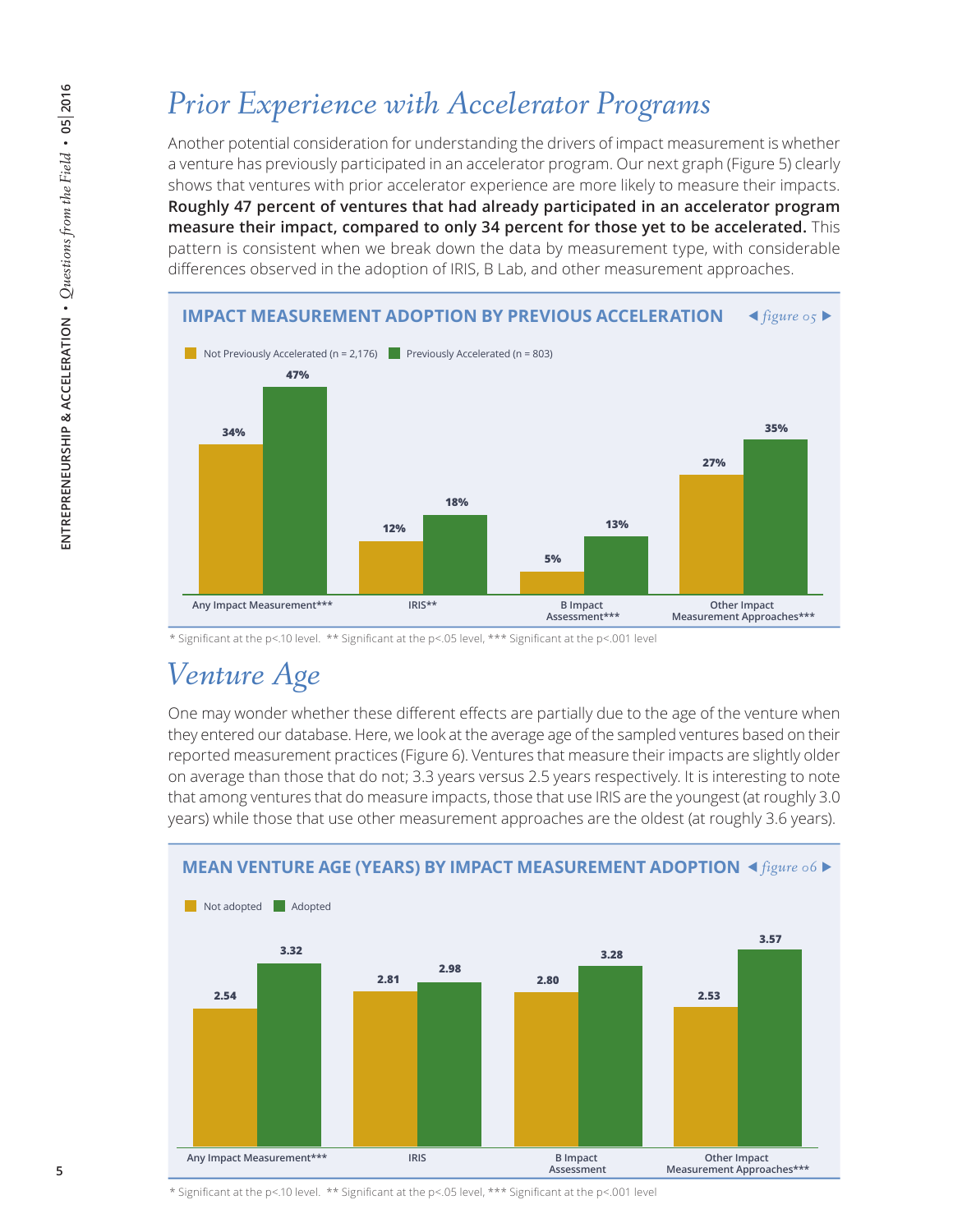# Prior Experience with Accelerator Programs

Another potential consideration for understanding the drivers of impact measurement is whether a venture has previously participated in an accelerator program. Our next graph (Figure 5) clearly shows that ventures with prior accelerator experience are more likely to measure their impacts. **Roughly 47 percent of ventures that had already participated in an accelerator program measure their impact, compared to only 34 percent for those yet to be accelerated.** This pattern is consistent when we break down the data by measurement type, with considerable differences observed in the adoption of IRIS, B Lab, and other measurement approaches.

**IMPACT MEASUREMENT ADOPTION BY PREVIOUS ACCELERATION** *figure 05*

| | Not Previously Accelerated (n = 2,176) | Previously Accelerated (n = 803) |
|---|---|---|
| Any Impact Measurement*** | 34% | 47% |
| IRIS** | 12% | 18% |
| B Impact Assessment*** | 5% | 13% |
| Other Impact Measurement Approaches*** | 27% | 35% |

\* Significant at the p<.10 level. ** Significant at the p<.05 level, *** Significant at the p<.001 level

# Venture Age

One may wonder whether these different effects are partially due to the age of the venture when they entered our database. Here, we look at the average age of the sampled ventures based on their reported measurement practices (Figure 6). Ventures that measure their impacts are slightly older on average than those that do not; 3.3 years versus 2.5 years respectively. It is interesting to note that among ventures that do measure impacts, those that use IRIS are the youngest (at roughly 3.0 years) while those that use other measurement approaches are the oldest (at roughly 3.6 years).

**MEAN VENTURE AGE (YEARS) BY IMPACT MEASUREMENT ADOPTION** *figure 06*

| | Not adopted | Adopted |
|---|---|---|
| Any Impact Measurement*** | 2.54 | 3.32 |
| IRIS | 2.81 | 2.98 |
| B Impact Assessment | 2.80 | 3.28 |
| Other Impact Measurement Approaches*** | 2.53 | 3.57 |

\* Significant at the p<.10 level. ** Significant at the p<.05 level, *** Significant at the p<.001 level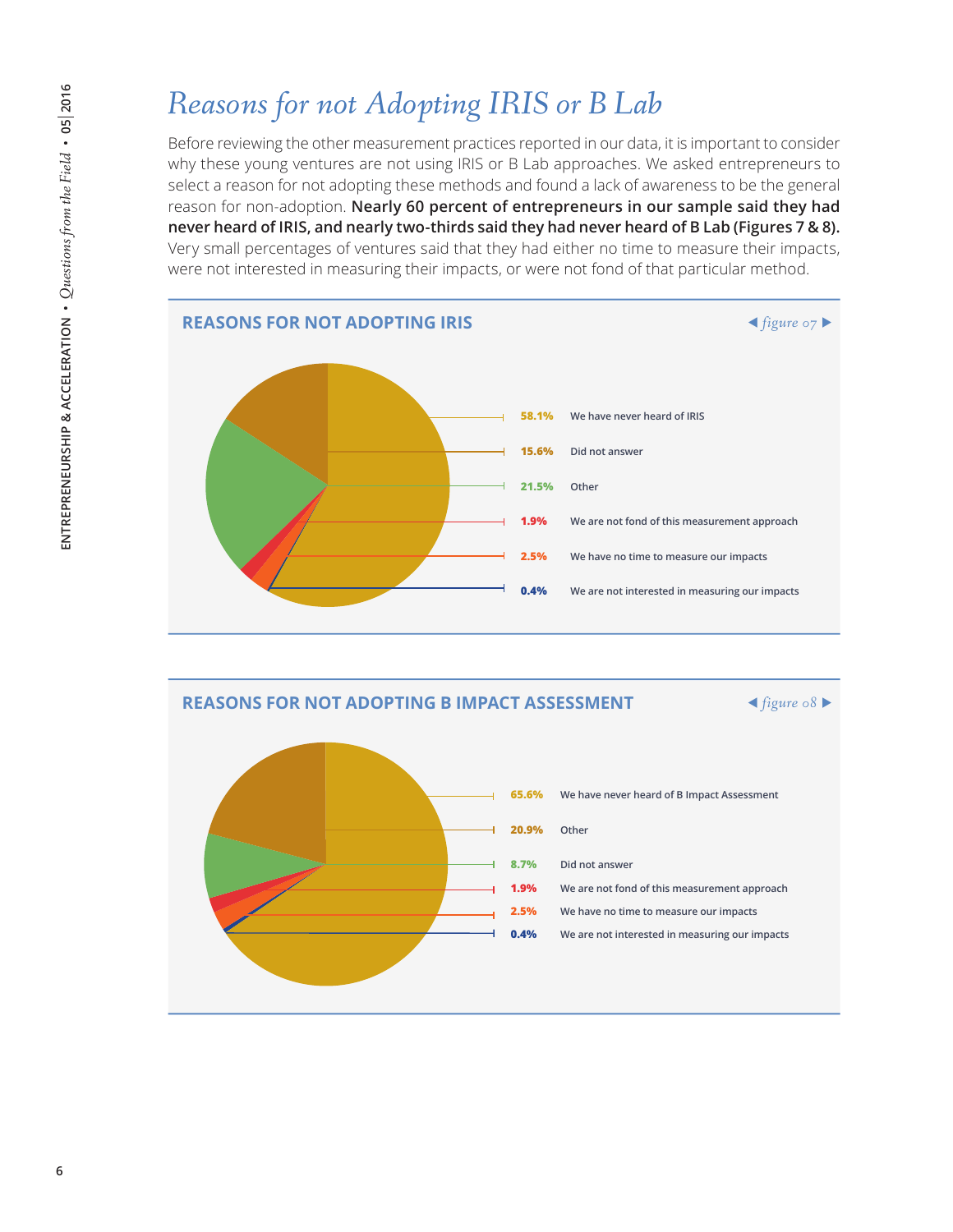# Reasons for not Adopting IRIS or B Lab

Before reviewing the other measurement practices reported in our data, it is important to consider why these young ventures are not using IRIS or B Lab approaches. We asked entrepreneurs to select a reason for not adopting these methods and found a lack of awareness to be the general reason for non-adoption. **Nearly 60 percent of entrepreneurs in our sample said they had never heard of IRIS, and nearly two-thirds said they had never heard of B Lab (Figures 7 & 8).** Very small percentages of ventures said that they had either no time to measure their impacts, were not interested in measuring their impacts, or were not fond of that particular method.

## REASONS FOR NOT ADOPTING IRIS

*figure 07*

| Percentage | Reason |
|---|---|
| 58.1% | We have never heard of IRIS |
| 15.6% | Did not answer |
| 21.5% | Other |
| 1.9% | We are not fond of this measurement approach |
| 2.5% | We have no time to measure our impacts |
| 0.4% | We are not interested in measuring our impacts |

## REASONS FOR NOT ADOPTING B IMPACT ASSESSMENT

*figure 08*

| Percentage | Reason |
|---|---|
| 65.6% | We have never heard of B Impact Assessment |
| 20.9% | Other |
| 8.7% | Did not answer |
| 1.9% | We are not fond of this measurement approach |
| 2.5% | We have no time to measure our impacts |
| 0.4% | We are not interested in measuring our impacts |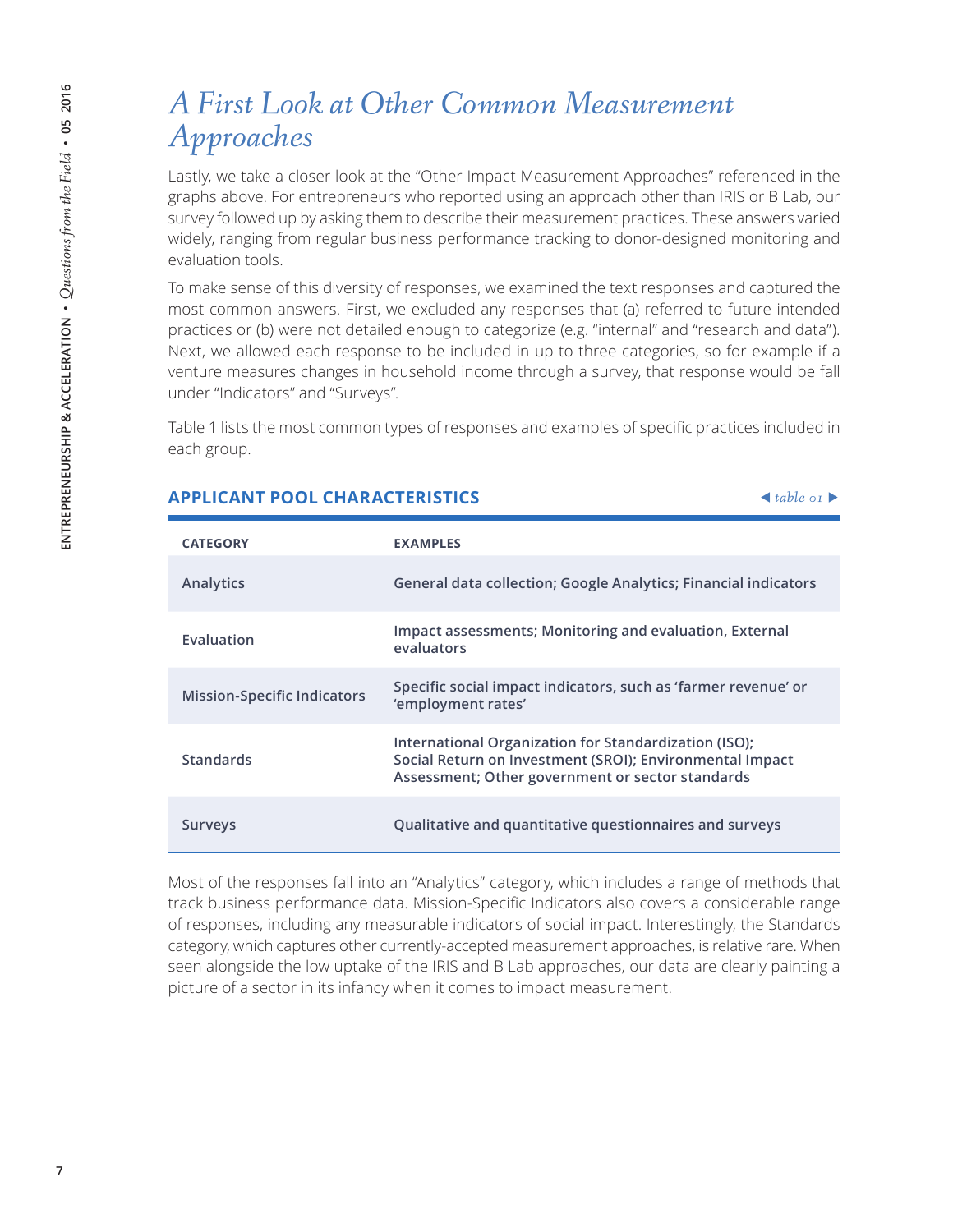# *A First Look at Other Common Measurement Approaches*

Lastly, we take a closer look at the "Other Impact Measurement Approaches" referenced in the graphs above. For entrepreneurs who reported using an approach other than IRIS or B Lab, our survey followed up by asking them to describe their measurement practices. These answers varied widely, ranging from regular business performance tracking to donor-designed monitoring and evaluation tools.

To make sense of this diversity of responses, we examined the text responses and captured the most common answers. First, we excluded any responses that (a) referred to future intended practices or (b) were not detailed enough to categorize (e.g. "internal" and "research and data"). Next, we allowed each response to be included in up to three categories, so for example if a venture measures changes in household income through a survey, that response would be fall under "Indicators" and "Surveys".

Table 1 lists the most common types of responses and examples of specific practices included in each group.

**APPLICANT POOL CHARACTERISTICS** *table 01*

| CATEGORY | EXAMPLES |
|---|---|
| Analytics | General data collection; Google Analytics; Financial indicators |
| Evaluation | Impact assessments; Monitoring and evaluation, External evaluators |
| Mission-Specific Indicators | Specific social impact indicators, such as 'farmer revenue' or 'employment rates' |
| Standards | International Organization for Standardization (ISO); Social Return on Investment (SROI); Environmental Impact Assessment; Other government or sector standards |
| Surveys | Qualitative and quantitative questionnaires and surveys |

Most of the responses fall into an "Analytics" category, which includes a range of methods that track business performance data. Mission-Specific Indicators also covers a considerable range of responses, including any measurable indicators of social impact. Interestingly, the Standards category, which captures other currently-accepted measurement approaches, is relative rare. When seen alongside the low uptake of the IRIS and B Lab approaches, our data are clearly painting a picture of a sector in its infancy when it comes to impact measurement.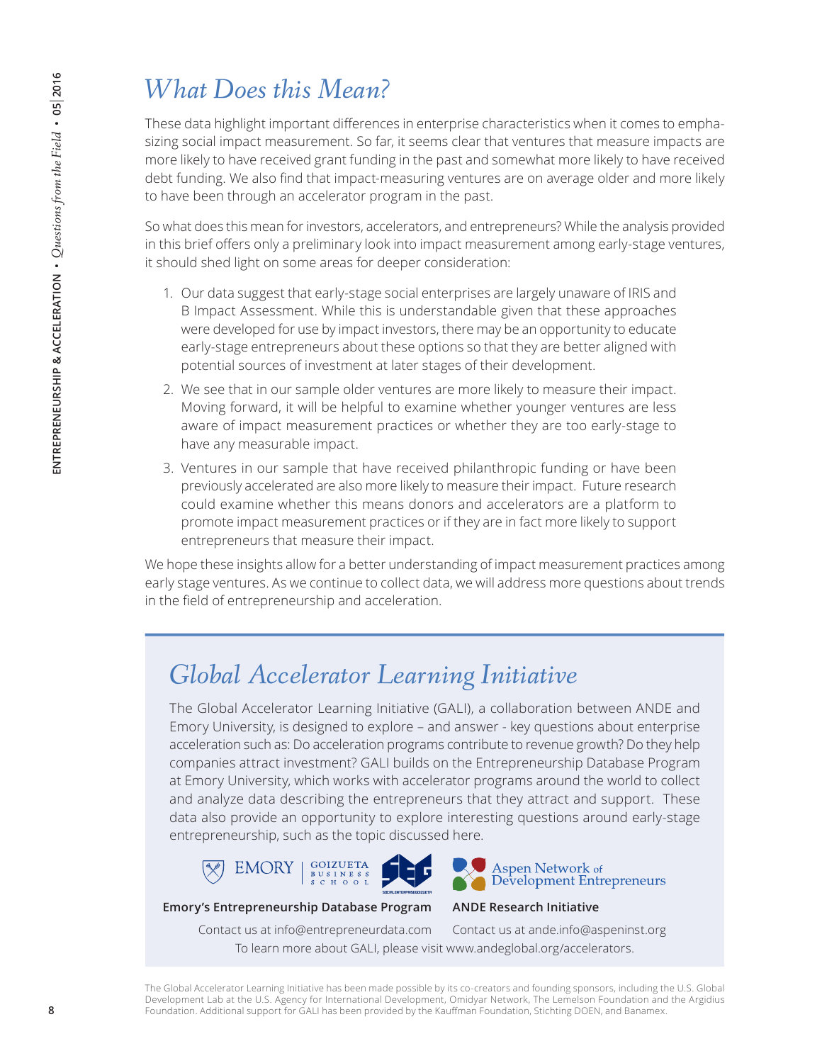## *What Does this Mean?*

These data highlight important differences in enterprise characteristics when it comes to emphasizing social impact measurement. So far, it seems clear that ventures that measure impacts are more likely to have received grant funding in the past and somewhat more likely to have received debt funding. We also find that impact-measuring ventures are on average older and more likely to have been through an accelerator program in the past.

So what does this mean for investors, accelerators, and entrepreneurs? While the analysis provided in this brief offers only a preliminary look into impact measurement among early-stage ventures, it should shed light on some areas for deeper consideration:

1. Our data suggest that early-stage social enterprises are largely unaware of IRIS and B Impact Assessment. While this is understandable given that these approaches were developed for use by impact investors, there may be an opportunity to educate early-stage entrepreneurs about these options so that they are better aligned with potential sources of investment at later stages of their development.
2. We see that in our sample older ventures are more likely to measure their impact. Moving forward, it will be helpful to examine whether younger ventures are less aware of impact measurement practices or whether they are too early-stage to have any measurable impact.
3. Ventures in our sample that have received philanthropic funding or have been previously accelerated are also more likely to measure their impact. Future research could examine whether this means donors and accelerators are a platform to promote impact measurement practices or if they are in fact more likely to support entrepreneurs that measure their impact.

We hope these insights allow for a better understanding of impact measurement practices among early stage ventures. As we continue to collect data, we will address more questions about trends in the field of entrepreneurship and acceleration.

## *Global Accelerator Learning Initiative*

The Global Accelerator Learning Initiative (GALI), a collaboration between ANDE and Emory University, is designed to explore – and answer - key questions about enterprise acceleration such as: Do acceleration programs contribute to revenue growth? Do they help companies attract investment? GALI builds on the Entrepreneurship Database Program at Emory University, which works with accelerator programs around the world to collect and analyze data describing the entrepreneurs that they attract and support. These data also provide an opportunity to explore interesting questions around early-stage entrepreneurship, such as the topic discussed here.

EMORY | GOIZUETA BUSINESS SCHOOL

Aspen Network of Development Entrepreneurs

**Emory's Entrepreneurship Database Program**

Contact us at info@entrepreneurdata.com

**ANDE Research Initiative**

Contact us at ande.info@aspeninst.org

To learn more about GALI, please visit www.andeglobal.org/accelerators.

The Global Accelerator Learning Initiative has been made possible by its co-creators and founding sponsors, including the U.S. Global Development Lab at the U.S. Agency for International Development, Omidyar Network, The Lemelson Foundation and the Argidius Foundation. Additional support for GALI has been provided by the Kauffman Foundation, Stichting DOEN, and Banamex.